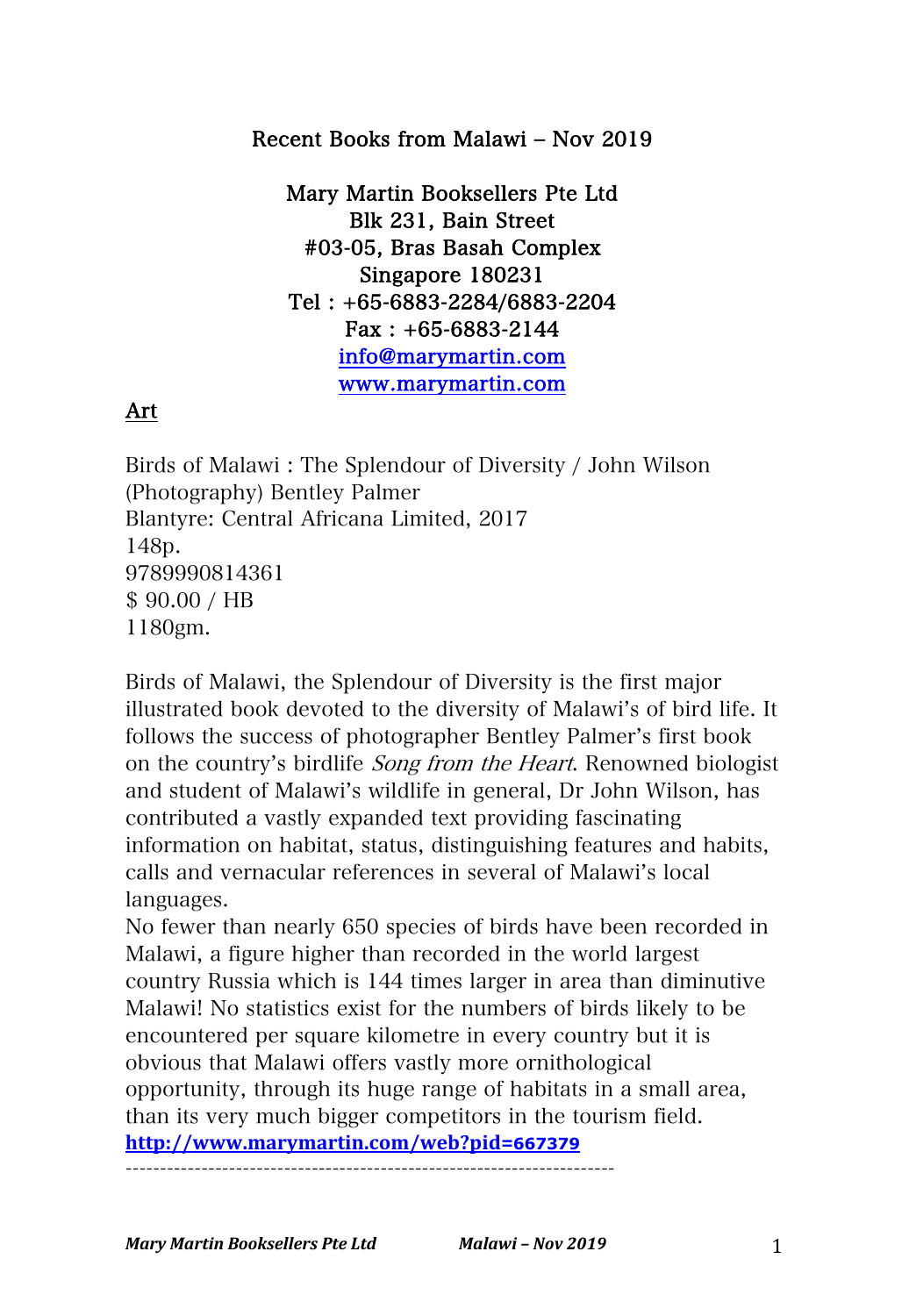Recent Books from Malawi – Nov 2019

Mary Martin Booksellers Pte Ltd
Blk 231, Bain Street
#03-05, Bras Basah Complex
Singapore 180231
Tel : +65-6883-2284/6883-2204
Fax : +65-6883-2144
info@marymartin.com
www.marymartin.com

## Art

Birds of Malawi : The Splendour of Diversity / John Wilson
(Photography) Bentley Palmer
Blantyre: Central Africana Limited, 2017
148p.
9789990814361
$ 90.00 / HB
1180gm.

Birds of Malawi, the Splendour of Diversity is the first major illustrated book devoted to the diversity of Malawi's of bird life. It follows the success of photographer Bentley Palmer's first book on the country's birdlife *Song from the Heart*. Renowned biologist and student of Malawi's wildlife in general, Dr John Wilson, has contributed a vastly expanded text providing fascinating information on habitat, status, distinguishing features and habits, calls and vernacular references in several of Malawi's local languages.
No fewer than nearly 650 species of birds have been recorded in Malawi, a figure higher than recorded in the world largest country Russia which is 144 times larger in area than diminutive Malawi! No statistics exist for the numbers of birds likely to be encountered per square kilometre in every country but it is obvious that Malawi offers vastly more ornithological opportunity, through its huge range of habitats in a small area, than its very much bigger competitors in the tourism field.
**http://www.marymartin.com/web?pid=667379**

----------------------------------------------------------------------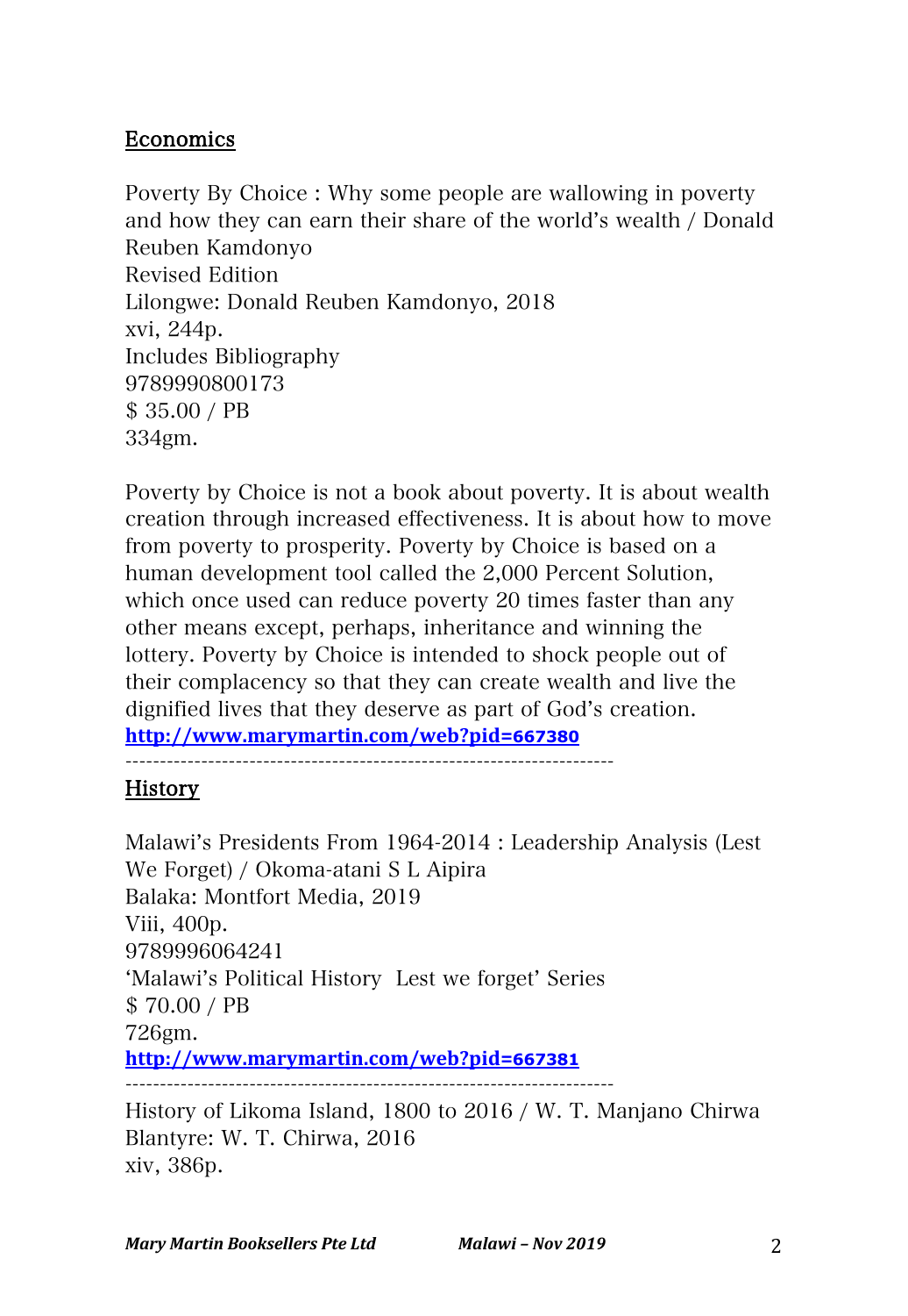## Economics

Poverty By Choice : Why some people are wallowing in poverty and how they can earn their share of the world's wealth / Donald Reuben Kamdonyo
Revised Edition
Lilongwe: Donald Reuben Kamdonyo, 2018
xvi, 244p.
Includes Bibliography
9789990800173
$ 35.00 / PB
334gm.

Poverty by Choice is not a book about poverty. It is about wealth creation through increased effectiveness. It is about how to move from poverty to prosperity. Poverty by Choice is based on a human development tool called the 2,000 Percent Solution, which once used can reduce poverty 20 times faster than any other means except, perhaps, inheritance and winning the lottery. Poverty by Choice is intended to shock people out of their complacency so that they can create wealth and live the dignified lives that they deserve as part of God's creation.
**http://www.marymartin.com/web?pid=667380**

---

## History

Malawi's Presidents From 1964-2014 : Leadership Analysis (Lest We Forget) / Okoma-atani S L Aipira
Balaka: Montfort Media, 2019
Viii, 400p.
9789996064241
'Malawi's Political History Lest we forget' Series
$ 70.00 / PB
726gm.
**http://www.marymartin.com/web?pid=667381**

---

History of Likoma Island, 1800 to 2016 / W. T. Manjano Chirwa
Blantyre: W. T. Chirwa, 2016
xiv, 386p.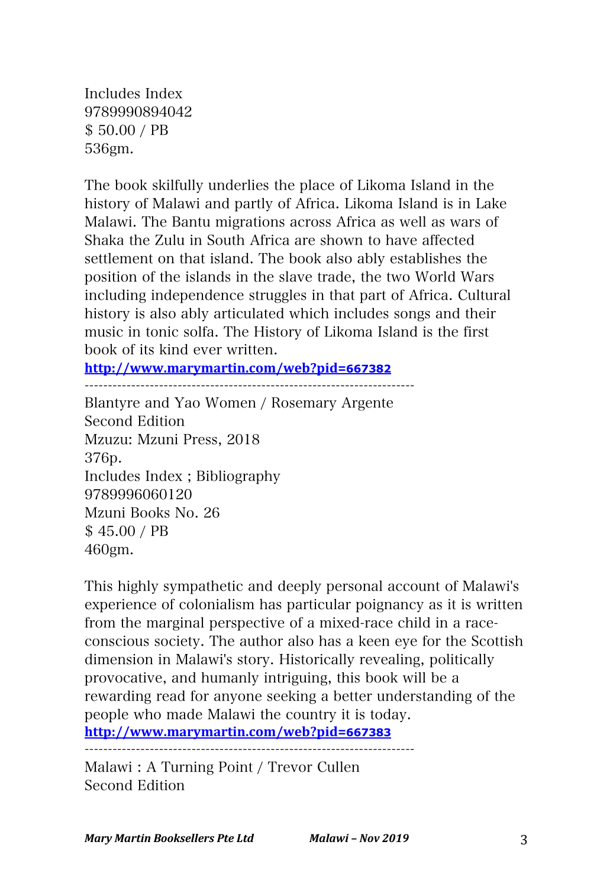Includes Index
9789990894042
$ 50.00 / PB
536gm.

The book skilfully underlies the place of Likoma Island in the history of Malawi and partly of Africa. Likoma Island is in Lake Malawi. The Bantu migrations across Africa as well as wars of Shaka the Zulu in South Africa are shown to have affected settlement on that island. The book also ably establishes the position of the islands in the slave trade, the two World Wars including independence struggles in that part of Africa. Cultural history is also ably articulated which includes songs and their music in tonic solfa. The History of Likoma Island is the first book of its kind ever written.
**http://www.marymartin.com/web?pid=667382**

---

Blantyre and Yao Women / Rosemary Argente
Second Edition
Mzuzu: Mzuni Press, 2018
376p.
Includes Index ; Bibliography
9789996060120
Mzuni Books No. 26
$ 45.00 / PB
460gm.

This highly sympathetic and deeply personal account of Malawi's experience of colonialism has particular poignancy as it is written from the marginal perspective of a mixed-race child in a race-conscious society. The author also has a keen eye for the Scottish dimension in Malawi's story. Historically revealing, politically provocative, and humanly intriguing, this book will be a rewarding read for anyone seeking a better understanding of the people who made Malawi the country it is today.
**http://www.marymartin.com/web?pid=667383**

---

Malawi : A Turning Point / Trevor Cullen
Second Edition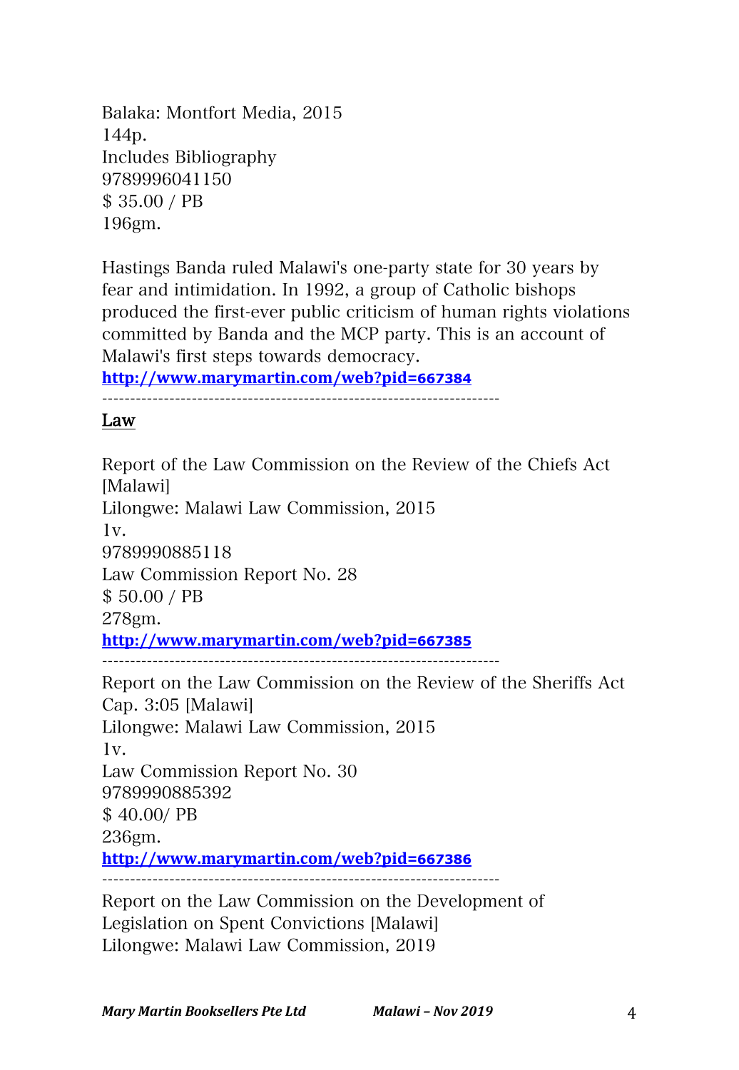Balaka: Montfort Media, 2015
144p.
Includes Bibliography
9789996041150
$ 35.00 / PB
196gm.

Hastings Banda ruled Malawi's one-party state for 30 years by fear and intimidation. In 1992, a group of Catholic bishops produced the first-ever public criticism of human rights violations committed by Banda and the MCP party. This is an account of Malawi's first steps towards democracy.
**http://www.marymartin.com/web?pid=667384**

---

## Law

Report of the Law Commission on the Review of the Chiefs Act [Malawi]
Lilongwe: Malawi Law Commission, 2015
1v.
9789990885118
Law Commission Report No. 28
$ 50.00 / PB
278gm.
**http://www.marymartin.com/web?pid=667385**

---

Report on the Law Commission on the Review of the Sheriffs Act Cap. 3:05 [Malawi]
Lilongwe: Malawi Law Commission, 2015
1v.
Law Commission Report No. 30
9789990885392
$ 40.00/ PB
236gm.
**http://www.marymartin.com/web?pid=667386**

---

Report on the Law Commission on the Development of Legislation on Spent Convictions [Malawi]
Lilongwe: Malawi Law Commission, 2019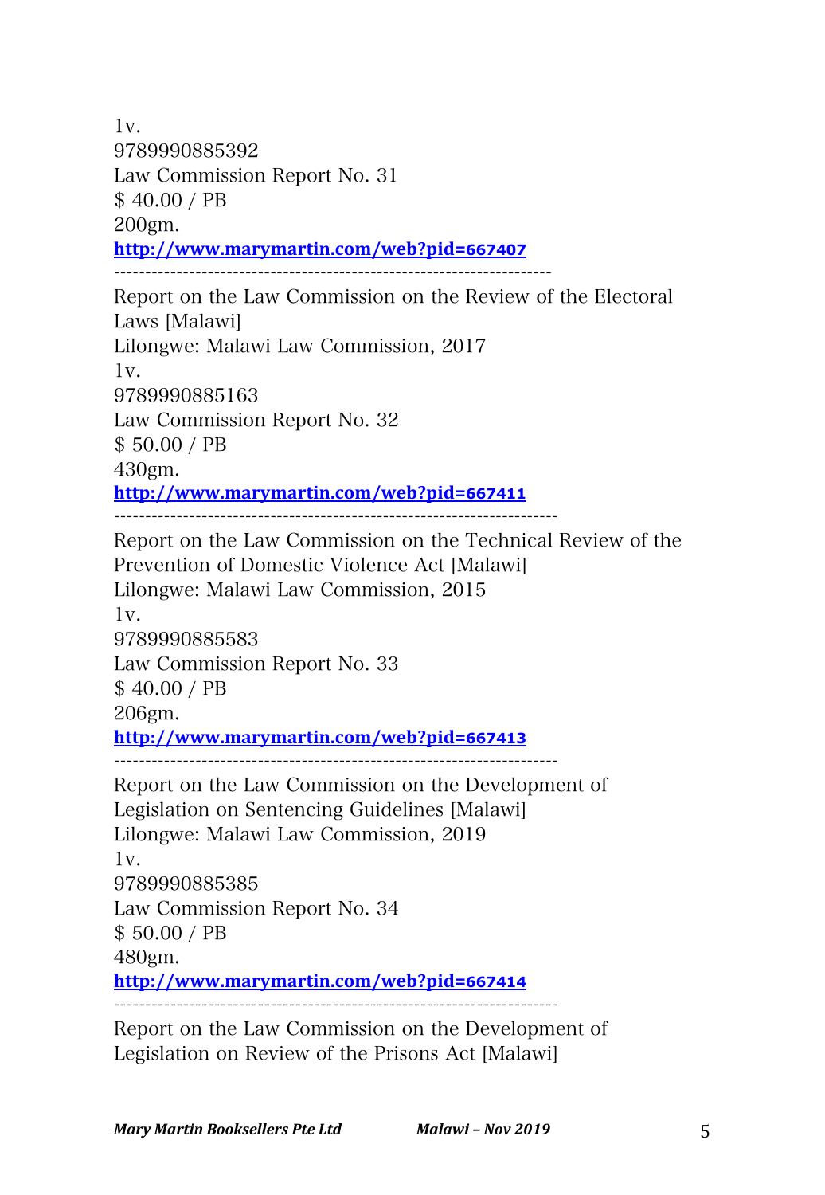1v.
9789990885392
Law Commission Report No. 31
$ 40.00 / PB
200gm.
**http://www.marymartin.com/web?pid=667407**

---

Report on the Law Commission on the Review of the Electoral Laws [Malawi]
Lilongwe: Malawi Law Commission, 2017
1v.
9789990885163
Law Commission Report No. 32
$ 50.00 / PB
430gm.
**http://www.marymartin.com/web?pid=667411**

---

Report on the Law Commission on the Technical Review of the Prevention of Domestic Violence Act [Malawi]
Lilongwe: Malawi Law Commission, 2015
1v.
9789990885583
Law Commission Report No. 33
$ 40.00 / PB
206gm.
**http://www.marymartin.com/web?pid=667413**

---

Report on the Law Commission on the Development of Legislation on Sentencing Guidelines [Malawi]
Lilongwe: Malawi Law Commission, 2019
1v.
9789990885385
Law Commission Report No. 34
$ 50.00 / PB
480gm.
**http://www.marymartin.com/web?pid=667414**

---

Report on the Law Commission on the Development of Legislation on Review of the Prisons Act [Malawi]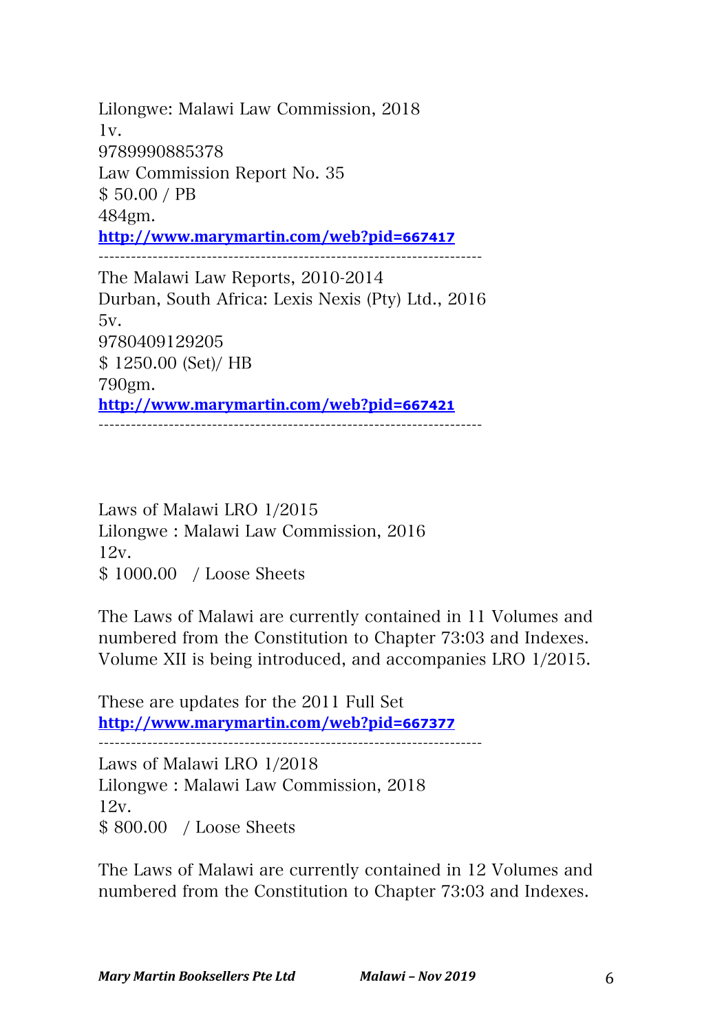Lilongwe: Malawi Law Commission, 2018
1v.
9789990885378
Law Commission Report No. 35
$ 50.00 / PB
484gm.
**http://www.marymartin.com/web?pid=667417**

---

The Malawi Law Reports, 2010-2014
Durban, South Africa: Lexis Nexis (Pty) Ltd., 2016
5v.
9780409129205
$ 1250.00 (Set)/ HB
790gm.
**http://www.marymartin.com/web?pid=667421**

---

Laws of Malawi LRO 1/2015
Lilongwe : Malawi Law Commission, 2016
12v.
$ 1000.00 / Loose Sheets

The Laws of Malawi are currently contained in 11 Volumes and numbered from the Constitution to Chapter 73:03 and Indexes. Volume XII is being introduced, and accompanies LRO 1/2015.

These are updates for the 2011 Full Set
**http://www.marymartin.com/web?pid=667377**

---

Laws of Malawi LRO 1/2018
Lilongwe : Malawi Law Commission, 2018
12v.
$ 800.00 / Loose Sheets

The Laws of Malawi are currently contained in 12 Volumes and numbered from the Constitution to Chapter 73:03 and Indexes.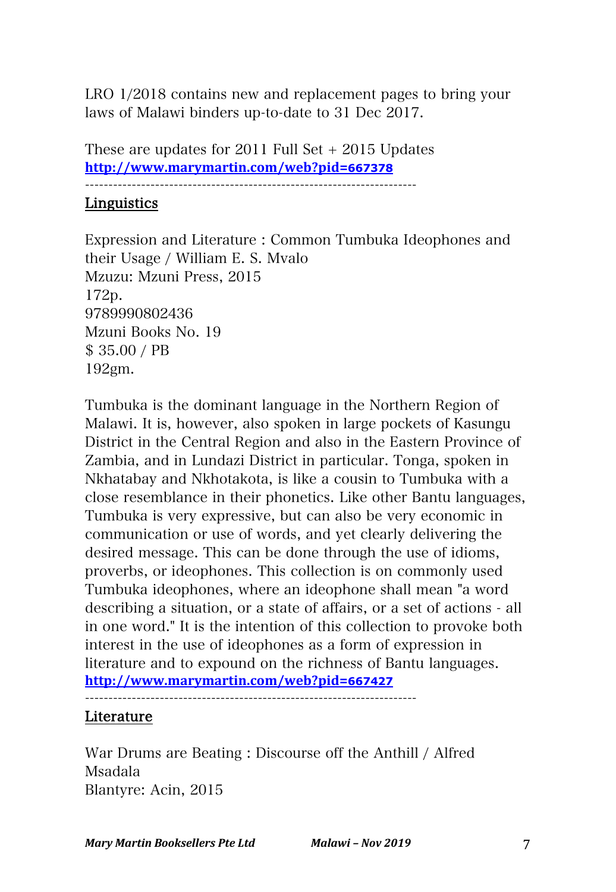LRO 1/2018 contains new and replacement pages to bring your laws of Malawi binders up-to-date to 31 Dec 2017.

These are updates for 2011 Full Set + 2015 Updates
**http://www.marymartin.com/web?pid=667378**

---

## Linguistics

Expression and Literature : Common Tumbuka Ideophones and their Usage / William E. S. Mvalo
Mzuzu: Mzuni Press, 2015
172p.
9789990802436
Mzuni Books No. 19
$ 35.00 / PB
192gm.

Tumbuka is the dominant language in the Northern Region of Malawi. It is, however, also spoken in large pockets of Kasungu District in the Central Region and also in the Eastern Province of Zambia, and in Lundazi District in particular. Tonga, spoken in Nkhatabay and Nkhotakota, is like a cousin to Tumbuka with a close resemblance in their phonetics. Like other Bantu languages, Tumbuka is very expressive, but can also be very economic in communication or use of words, and yet clearly delivering the desired message. This can be done through the use of idioms, proverbs, or ideophones. This collection is on commonly used Tumbuka ideophones, where an ideophone shall mean "a word describing a situation, or a state of affairs, or a set of actions - all in one word." It is the intention of this collection to provoke both interest in the use of ideophones as a form of expression in literature and to expound on the richness of Bantu languages.
**http://www.marymartin.com/web?pid=667427**

---

## Literature

War Drums are Beating : Discourse off the Anthill / Alfred Msadala
Blantyre: Acin, 2015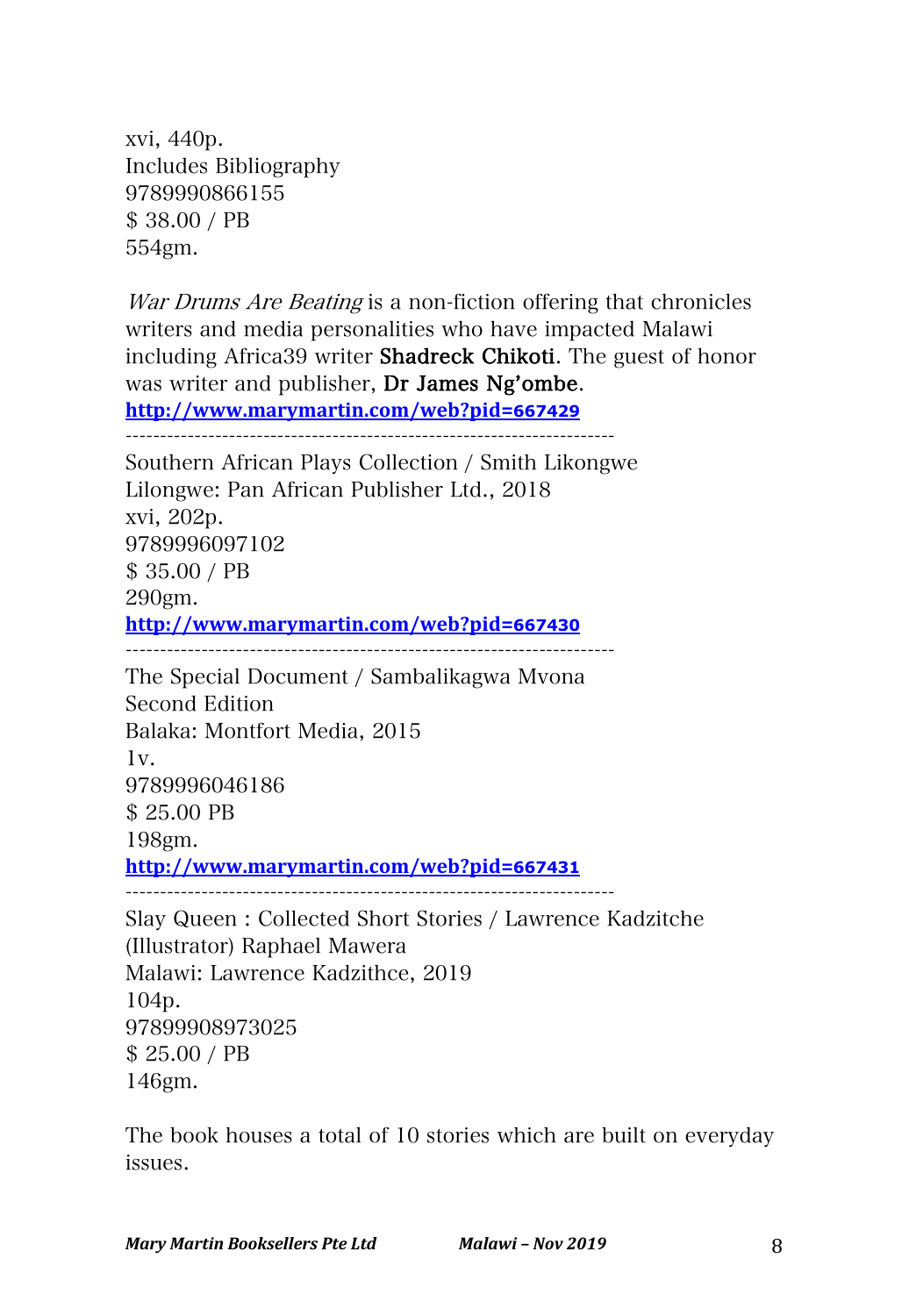xvi, 440p.
Includes Bibliography
9789990866155
$ 38.00 / PB
554gm.

*War Drums Are Beating* is a non-fiction offering that chronicles writers and media personalities who have impacted Malawi including Africa39 writer **Shadreck Chikoti**. The guest of honor was writer and publisher, **Dr James Ng'ombe**.
**http://www.marymartin.com/web?pid=667429**

---

Southern African Plays Collection / Smith Likongwe
Lilongwe: Pan African Publisher Ltd., 2018
xvi, 202p.
9789996097102
$ 35.00 / PB
290gm.
**http://www.marymartin.com/web?pid=667430**

---

The Special Document / Sambalikagwa Mvona
Second Edition
Balaka: Montfort Media, 2015
1v.
9789996046186
$ 25.00 PB
198gm.
**http://www.marymartin.com/web?pid=667431**

---

Slay Queen : Collected Short Stories / Lawrence Kadzitche
(Illustrator) Raphael Mawera
Malawi: Lawrence Kadzithce, 2019
104p.
97899908973025
$ 25.00 / PB
146gm.

The book houses a total of 10 stories which are built on everyday issues.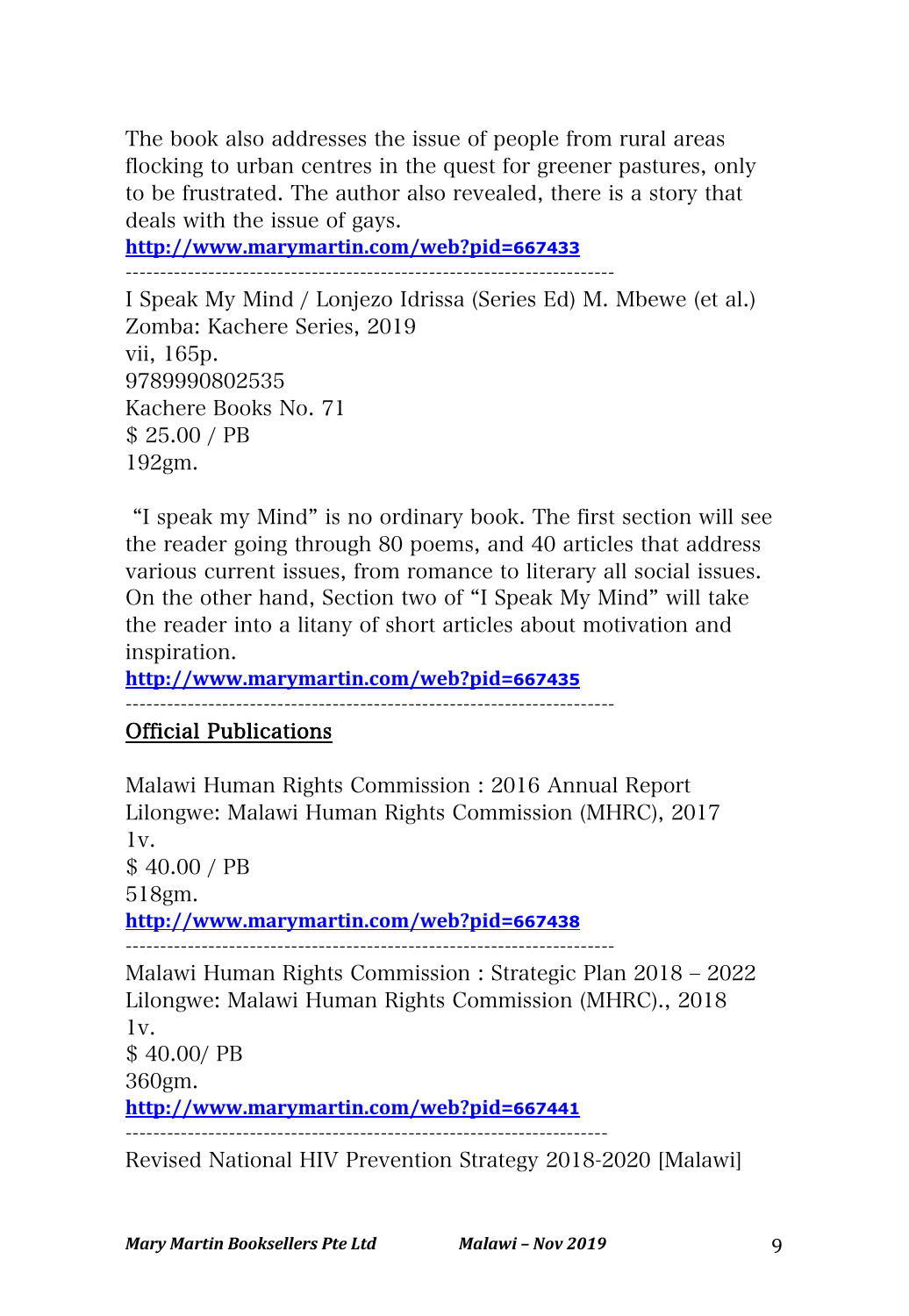The book also addresses the issue of people from rural areas flocking to urban centres in the quest for greener pastures, only to be frustrated. The author also revealed, there is a story that deals with the issue of gays.

**http://www.marymartin.com/web?pid=667433**

---

I Speak My Mind / Lonjezo Idrissa (Series Ed) M. Mbewe (et al.)
Zomba: Kachere Series, 2019
vii, 165p.
9789990802535
Kachere Books No. 71
$ 25.00 / PB
192gm.

"I speak my Mind" is no ordinary book. The first section will see the reader going through 80 poems, and 40 articles that address various current issues, from romance to literary all social issues. On the other hand, Section two of "I Speak My Mind" will take the reader into a litany of short articles about motivation and inspiration.

**http://www.marymartin.com/web?pid=667435**

---

## Official Publications

Malawi Human Rights Commission : 2016 Annual Report
Lilongwe: Malawi Human Rights Commission (MHRC), 2017
1v.
$ 40.00 / PB
518gm.

**http://www.marymartin.com/web?pid=667438**

---

Malawi Human Rights Commission : Strategic Plan 2018 – 2022
Lilongwe: Malawi Human Rights Commission (MHRC)., 2018
1v.
$ 40.00/ PB
360gm.

**http://www.marymartin.com/web?pid=667441**

---

Revised National HIV Prevention Strategy 2018-2020 [Malawi]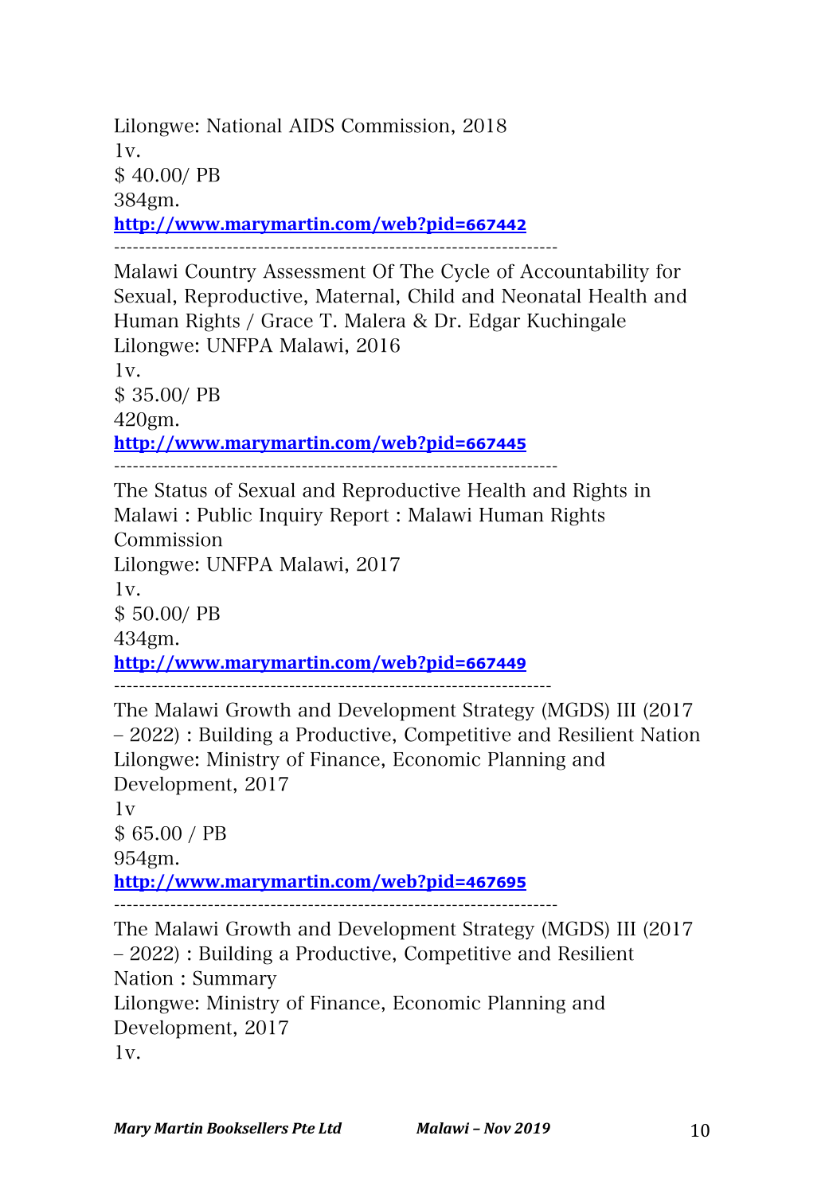Lilongwe: National AIDS Commission, 2018
1v.
$ 40.00/ PB
384gm.
**http://www.marymartin.com/web?pid=667442**

-----------------------------------------------------------------------

Malawi Country Assessment Of The Cycle of Accountability for Sexual, Reproductive, Maternal, Child and Neonatal Health and Human Rights / Grace T. Malera & Dr. Edgar Kuchingale
Lilongwe: UNFPA Malawi, 2016
1v.
$ 35.00/ PB
420gm.
**http://www.marymartin.com/web?pid=667445**

-----------------------------------------------------------------------

The Status of Sexual and Reproductive Health and Rights in Malawi : Public Inquiry Report : Malawi Human Rights Commission
Lilongwe: UNFPA Malawi, 2017
1v.
$ 50.00/ PB
434gm.
**http://www.marymartin.com/web?pid=667449**

-----------------------------------------------------------------------

The Malawi Growth and Development Strategy (MGDS) III (2017 – 2022) : Building a Productive, Competitive and Resilient Nation
Lilongwe: Ministry of Finance, Economic Planning and Development, 2017
1v
$ 65.00 / PB
954gm.
**http://www.marymartin.com/web?pid=467695**

-----------------------------------------------------------------------

The Malawi Growth and Development Strategy (MGDS) III (2017 – 2022) : Building a Productive, Competitive and Resilient Nation : Summary
Lilongwe: Ministry of Finance, Economic Planning and Development, 2017
1v.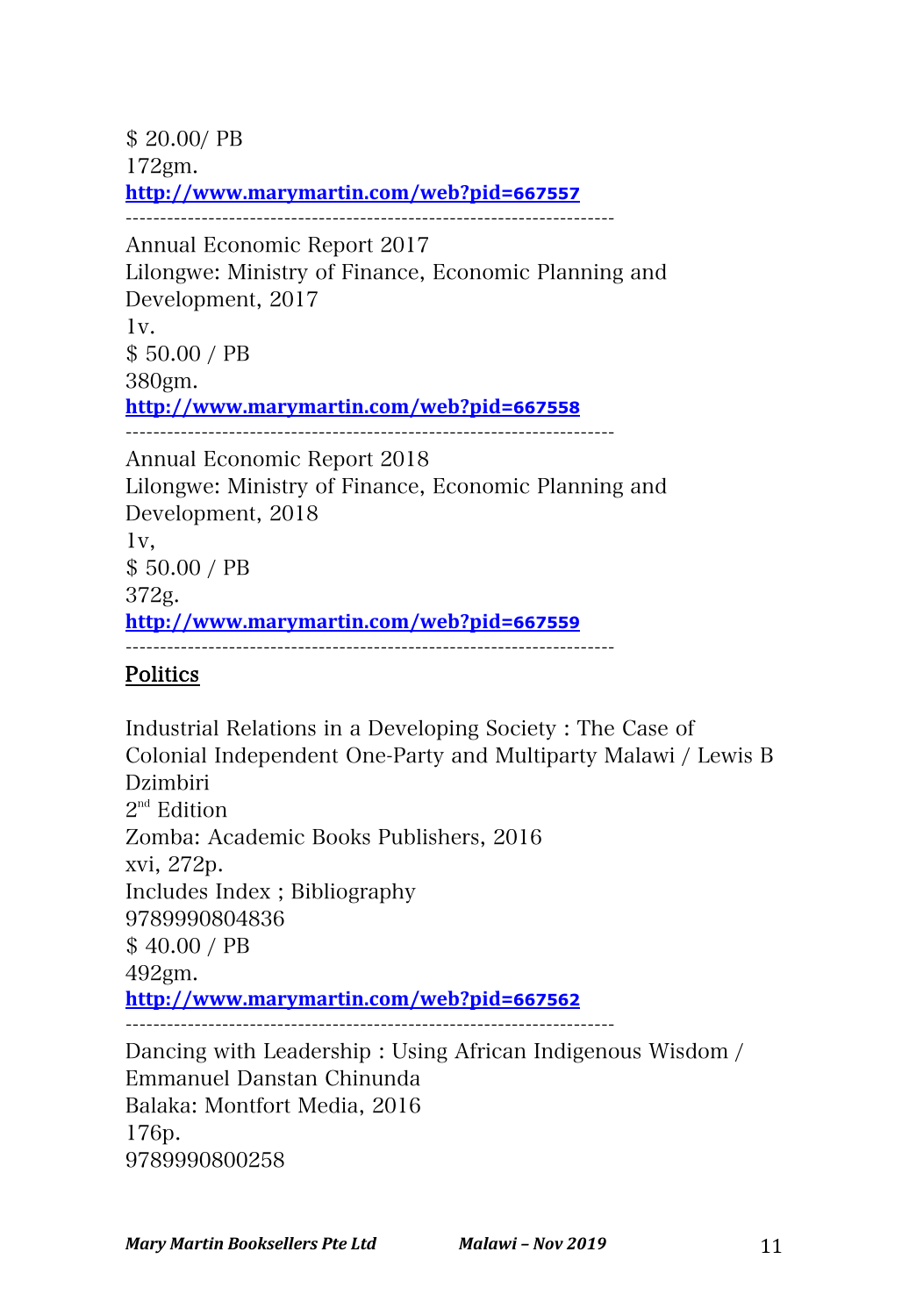$ 20.00/ PB
172gm.
http://www.marymartin.com/web?pid=667557

---

Annual Economic Report 2017
Lilongwe: Ministry of Finance, Economic Planning and Development, 2017
1v.
$ 50.00 / PB
380gm.
http://www.marymartin.com/web?pid=667558

---

Annual Economic Report 2018
Lilongwe: Ministry of Finance, Economic Planning and Development, 2018
1v,
$ 50.00 / PB
372g.
http://www.marymartin.com/web?pid=667559

---

## Politics

Industrial Relations in a Developing Society : The Case of Colonial Independent One-Party and Multiparty Malawi / Lewis B Dzimbiri
2nd Edition
Zomba: Academic Books Publishers, 2016
xvi, 272p.
Includes Index ; Bibliography
9789990804836
$ 40.00 / PB
492gm.
http://www.marymartin.com/web?pid=667562

---

Dancing with Leadership : Using African Indigenous Wisdom / Emmanuel Danstan Chinunda
Balaka: Montfort Media, 2016
176p.
9789990800258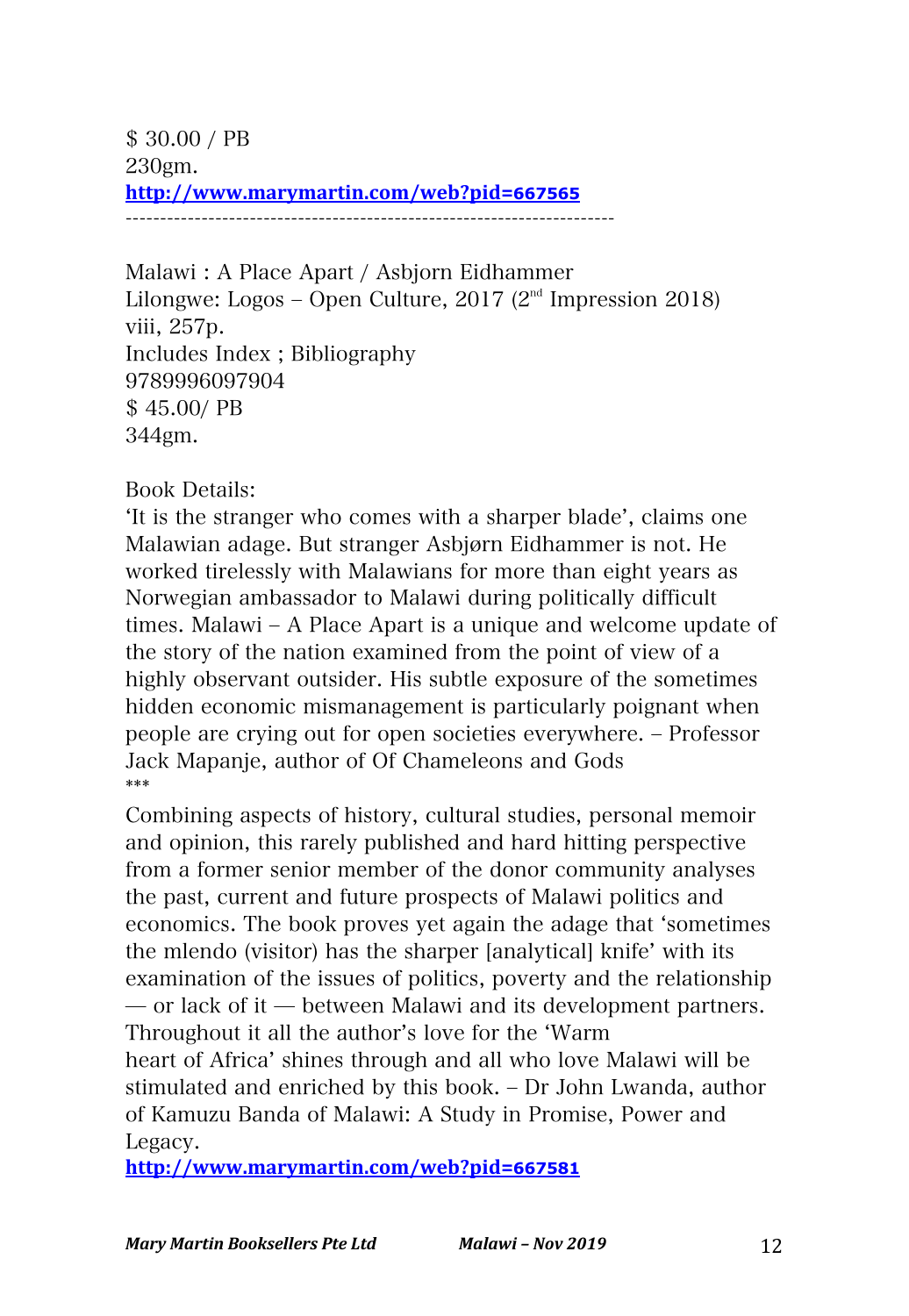$ 30.00 / PB
230gm.
http://www.marymartin.com/web?pid=667565

---

Malawi : A Place Apart / Asbjorn Eidhammer
Lilongwe: Logos – Open Culture, 2017 (2nd Impression 2018)
viii, 257p.
Includes Index ; Bibliography
9789996097904
$ 45.00/ PB
344gm.

Book Details:
'It is the stranger who comes with a sharper blade', claims one Malawian adage. But stranger Asbjørn Eidhammer is not. He worked tirelessly with Malawians for more than eight years as Norwegian ambassador to Malawi during politically difficult times. Malawi – A Place Apart is a unique and welcome update of the story of the nation examined from the point of view of a highly observant outsider. His subtle exposure of the sometimes hidden economic mismanagement is particularly poignant when people are crying out for open societies everywhere. – Professor Jack Mapanje, author of Of Chameleons and Gods

***

Combining aspects of history, cultural studies, personal memoir and opinion, this rarely published and hard hitting perspective from a former senior member of the donor community analyses the past, current and future prospects of Malawi politics and economics. The book proves yet again the adage that 'sometimes the mlendo (visitor) has the sharper [analytical] knife' with its examination of the issues of politics, poverty and the relationship — or lack of it — between Malawi and its development partners. Throughout it all the author's love for the 'Warm heart of Africa' shines through and all who love Malawi will be stimulated and enriched by this book. – Dr John Lwanda, author of Kamuzu Banda of Malawi: A Study in Promise, Power and Legacy.

http://www.marymartin.com/web?pid=667581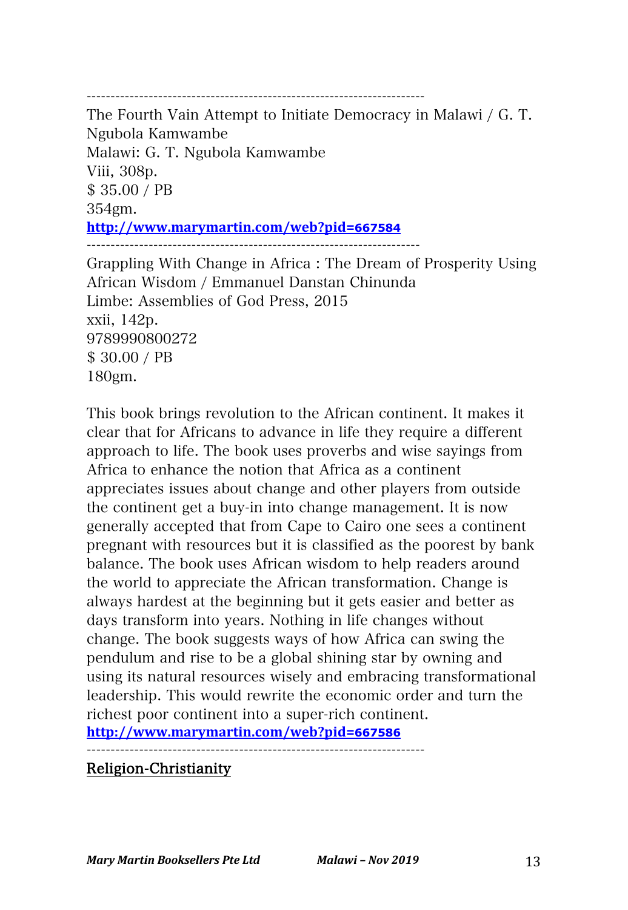-----------------------------------------------------------------------

The Fourth Vain Attempt to Initiate Democracy in Malawi / G. T. Ngubola Kamwambe
Malawi: G. T. Ngubola Kamwambe
Viii, 308p.
$ 35.00 / PB
354gm.
**http://www.marymartin.com/web?pid=667584**

-----------------------------------------------------------------------

Grappling With Change in Africa : The Dream of Prosperity Using African Wisdom / Emmanuel Danstan Chinunda
Limbe: Assemblies of God Press, 2015
xxii, 142p.
9789990800272
$ 30.00 / PB
180gm.

This book brings revolution to the African continent. It makes it clear that for Africans to advance in life they require a different approach to life. The book uses proverbs and wise sayings from Africa to enhance the notion that Africa as a continent appreciates issues about change and other players from outside the continent get a buy-in into change management. It is now generally accepted that from Cape to Cairo one sees a continent pregnant with resources but it is classified as the poorest by bank balance. The book uses African wisdom to help readers around the world to appreciate the African transformation. Change is always hardest at the beginning but it gets easier and better as days transform into years. Nothing in life changes without change. The book suggests ways of how Africa can swing the pendulum and rise to be a global shining star by owning and using its natural resources wisely and embracing transformational leadership. This would rewrite the economic order and turn the richest poor continent into a super-rich continent.
**http://www.marymartin.com/web?pid=667586**

-----------------------------------------------------------------------

## Religion-Christianity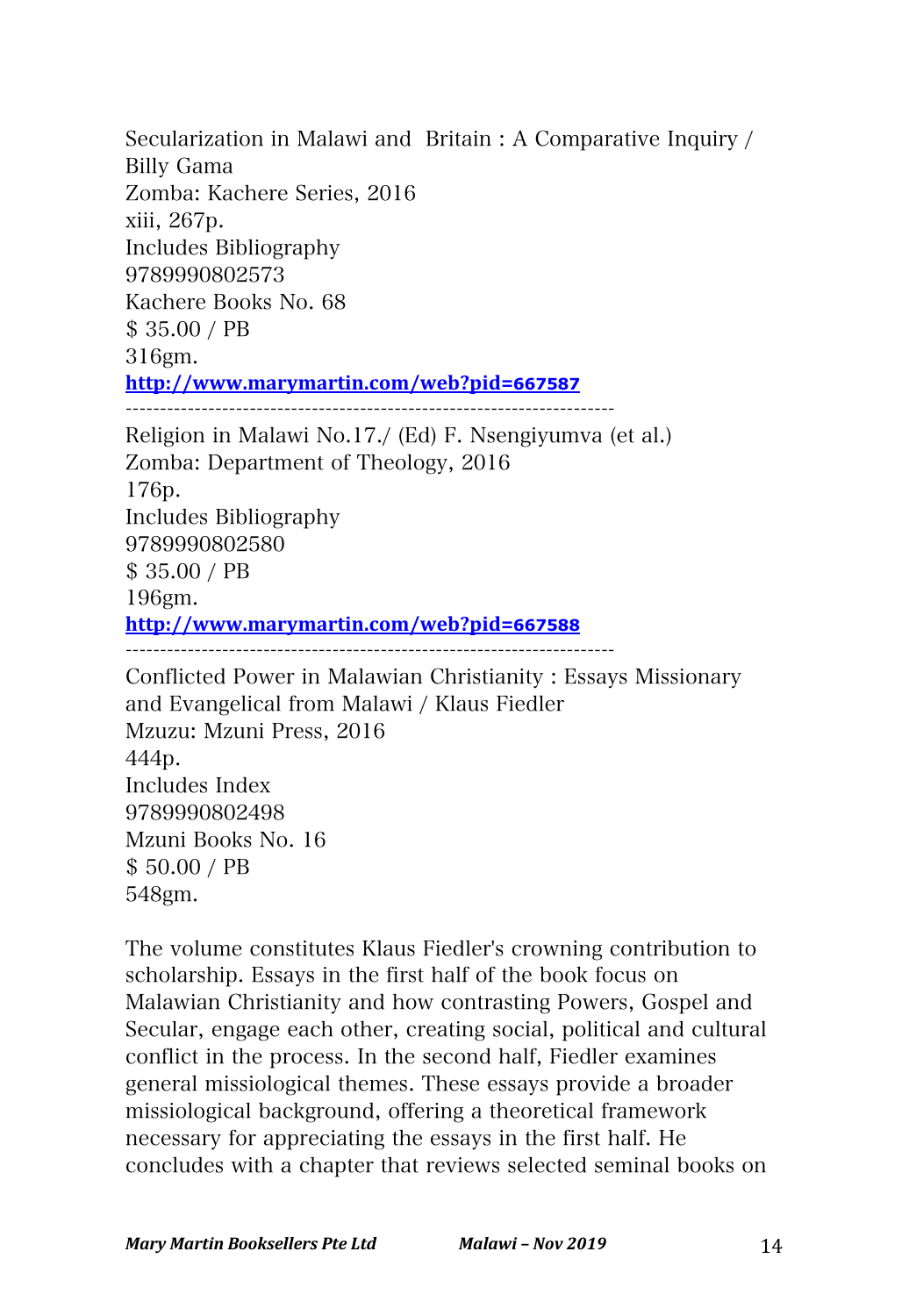Secularization in Malawi and Britain : A Comparative Inquiry / Billy Gama
Zomba: Kachere Series, 2016
xiii, 267p.
Includes Bibliography
9789990802573
Kachere Books No. 68
$ 35.00 / PB
316gm.
**http://www.marymartin.com/web?pid=667587**

---

Religion in Malawi No.17./ (Ed) F. Nsengiyumva (et al.)
Zomba: Department of Theology, 2016
176p.
Includes Bibliography
9789990802580
$ 35.00 / PB
196gm.
**http://www.marymartin.com/web?pid=667588**

---

Conflicted Power in Malawian Christianity : Essays Missionary and Evangelical from Malawi / Klaus Fiedler
Mzuzu: Mzuni Press, 2016
444p.
Includes Index
9789990802498
Mzuni Books No. 16
$ 50.00 / PB
548gm.

The volume constitutes Klaus Fiedler's crowning contribution to scholarship. Essays in the first half of the book focus on Malawian Christianity and how contrasting Powers, Gospel and Secular, engage each other, creating social, political and cultural conflict in the process. In the second half, Fiedler examines general missiological themes. These essays provide a broader missiological background, offering a theoretical framework necessary for appreciating the essays in the first half. He concludes with a chapter that reviews selected seminal books on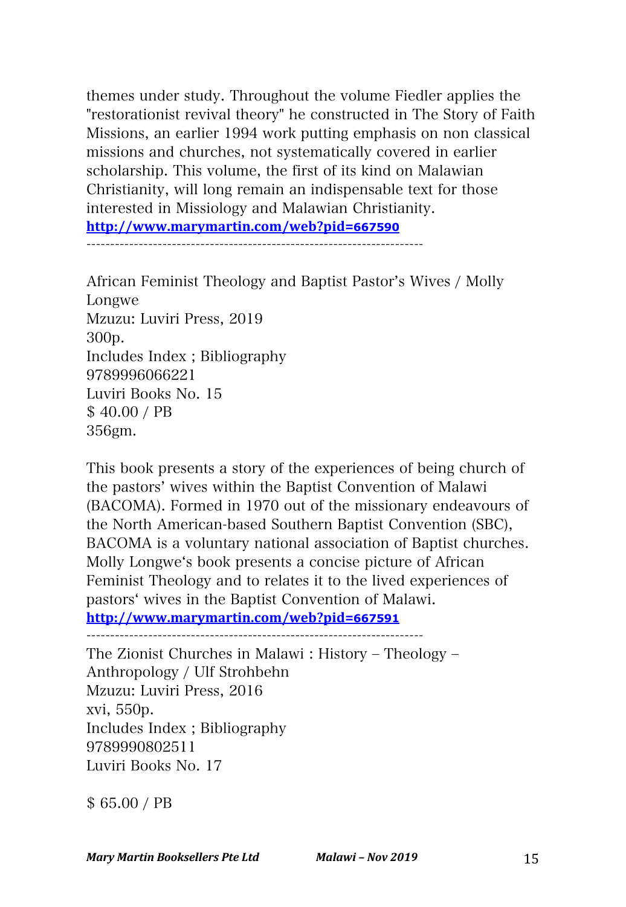themes under study. Throughout the volume Fiedler applies the "restorationist revival theory" he constructed in The Story of Faith Missions, an earlier 1994 work putting emphasis on non classical missions and churches, not systematically covered in earlier scholarship. This volume, the first of its kind on Malawian Christianity, will long remain an indispensable text for those interested in Missiology and Malawian Christianity.
**http://www.marymartin.com/web?pid=667590**

--------------------------------------------------------------------

African Feminist Theology and Baptist Pastor's Wives / Molly Longwe
Mzuzu: Luviri Press, 2019
300p.
Includes Index ; Bibliography
9789996066221
Luviri Books No. 15
$ 40.00 / PB
356gm.

This book presents a story of the experiences of being church of the pastors' wives within the Baptist Convention of Malawi (BACOMA). Formed in 1970 out of the missionary endeavours of the North American-based Southern Baptist Convention (SBC), BACOMA is a voluntary national association of Baptist churches. Molly Longwe's book presents a concise picture of African Feminist Theology and to relates it to the lived experiences of pastors' wives in the Baptist Convention of Malawi.
**http://www.marymartin.com/web?pid=667591**

--------------------------------------------------------------------

The Zionist Churches in Malawi : History – Theology – Anthropology / Ulf Strohbehn
Mzuzu: Luviri Press, 2016
xvi, 550p.
Includes Index ; Bibliography
9789990802511
Luviri Books No. 17

$ 65.00 / PB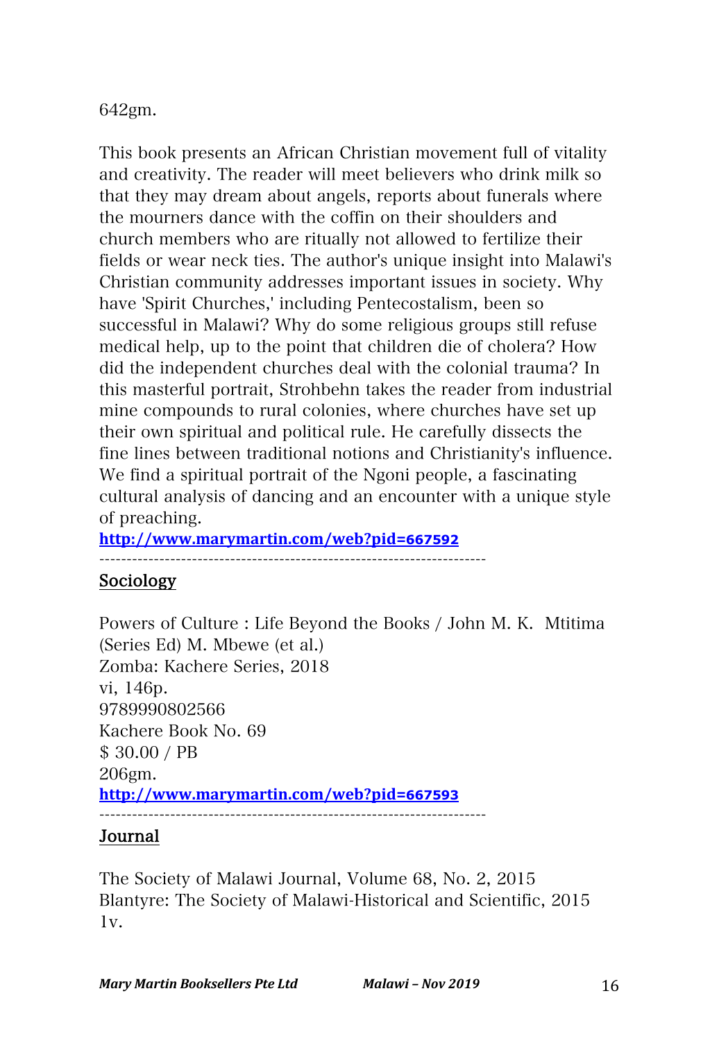642gm.

This book presents an African Christian movement full of vitality and creativity. The reader will meet believers who drink milk so that they may dream about angels, reports about funerals where the mourners dance with the coffin on their shoulders and church members who are ritually not allowed to fertilize their fields or wear neck ties. The author's unique insight into Malawi's Christian community addresses important issues in society. Why have 'Spirit Churches,' including Pentecostalism, been so successful in Malawi? Why do some religious groups still refuse medical help, up to the point that children die of cholera? How did the independent churches deal with the colonial trauma? In this masterful portrait, Strohbehn takes the reader from industrial mine compounds to rural colonies, where churches have set up their own spiritual and political rule. He carefully dissects the fine lines between traditional notions and Christianity's influence. We find a spiritual portrait of the Ngoni people, a fascinating cultural analysis of dancing and an encounter with a unique style of preaching.

**http://www.marymartin.com/web?pid=667592**

---

## Sociology

Powers of Culture : Life Beyond the Books / John M. K. Mtitima (Series Ed) M. Mbewe (et al.)
Zomba: Kachere Series, 2018
vi, 146p.
9789990802566
Kachere Book No. 69
$ 30.00 / PB
206gm.

**http://www.marymartin.com/web?pid=667593**

---

## Journal

The Society of Malawi Journal, Volume 68, No. 2, 2015
Blantyre: The Society of Malawi-Historical and Scientific, 2015
1v.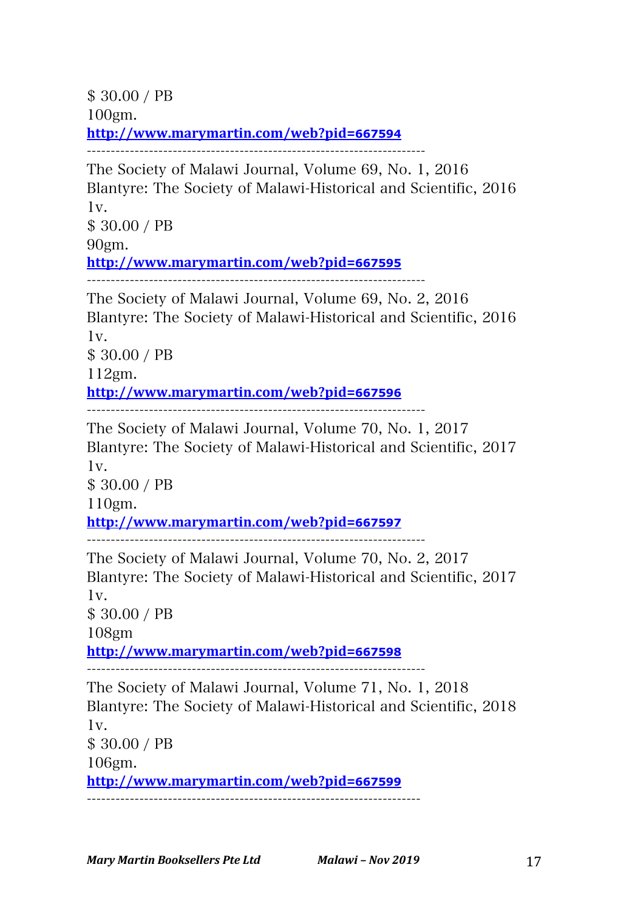$ 30.00 / PB
100gm.
**http://www.marymartin.com/web?pid=667594**

---------------------------------------------------------------------

The Society of Malawi Journal, Volume 69, No. 1, 2016
Blantyre: The Society of Malawi-Historical and Scientific, 2016
1v.
$ 30.00 / PB
90gm.
**http://www.marymartin.com/web?pid=667595**

---------------------------------------------------------------------

The Society of Malawi Journal, Volume 69, No. 2, 2016
Blantyre: The Society of Malawi-Historical and Scientific, 2016
1v.
$ 30.00 / PB
112gm.
**http://www.marymartin.com/web?pid=667596**

---------------------------------------------------------------------

The Society of Malawi Journal, Volume 70, No. 1, 2017
Blantyre: The Society of Malawi-Historical and Scientific, 2017
1v.
$ 30.00 / PB
110gm.
**http://www.marymartin.com/web?pid=667597**

---------------------------------------------------------------------

The Society of Malawi Journal, Volume 70, No. 2, 2017
Blantyre: The Society of Malawi-Historical and Scientific, 2017
1v.
$ 30.00 / PB
108gm
**http://www.marymartin.com/web?pid=667598**

---------------------------------------------------------------------

The Society of Malawi Journal, Volume 71, No. 1, 2018
Blantyre: The Society of Malawi-Historical and Scientific, 2018
1v.
$ 30.00 / PB
106gm.
**http://www.marymartin.com/web?pid=667599**

---------------------------------------------------------------------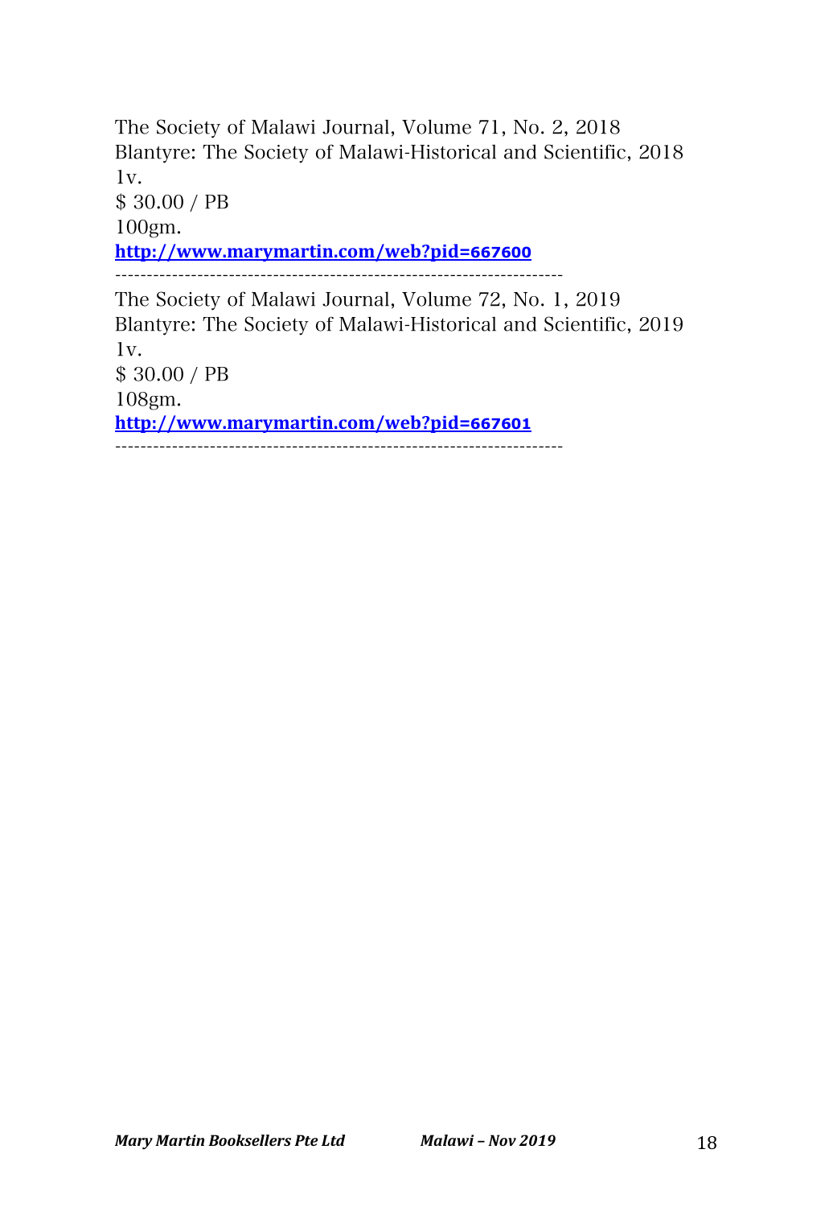The Society of Malawi Journal, Volume 71, No. 2, 2018
Blantyre: The Society of Malawi-Historical and Scientific, 2018
1v.
$ 30.00 / PB
100gm.
**http://www.marymartin.com/web?pid=667600**

---

The Society of Malawi Journal, Volume 72, No. 1, 2019
Blantyre: The Society of Malawi-Historical and Scientific, 2019
1v.
$ 30.00 / PB
108gm.
**http://www.marymartin.com/web?pid=667601**

---